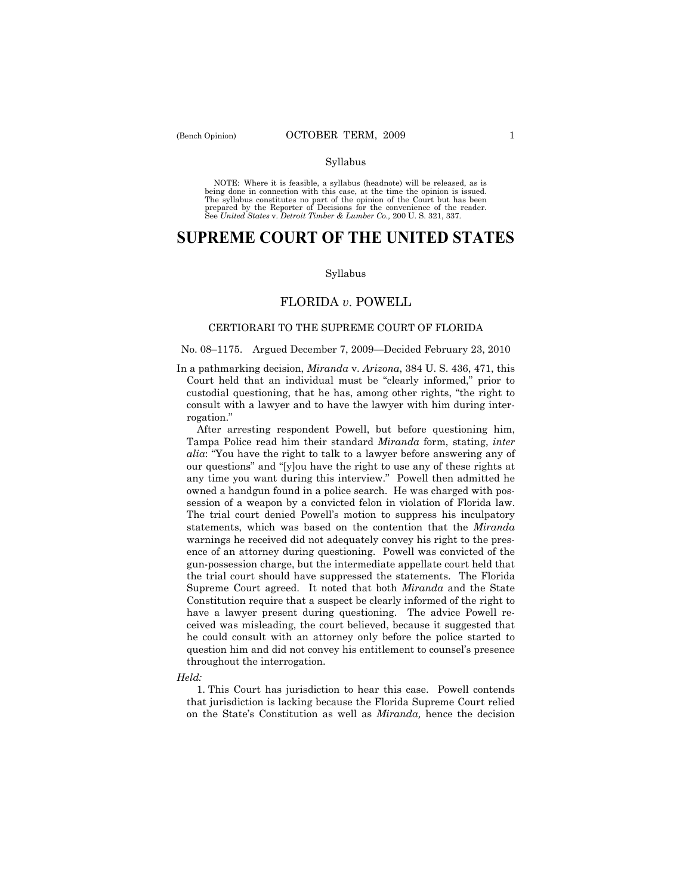Syllabus

NOTE: Where it is feasible, a syllabus (headnote) will be released, as is being done in connection with this case, at the time the opinion is issued. The syllabus constitutes no part of the opinion of the Court but has been prepared by the Reporter of Decisions for the convenience of the reader. See *United States* v. *Detroit Timber & Lumber Co.,* 200 U. S. 321, 337.

# SUPREME COURT OF THE UNITED STATES

Syllabus

## FLORIDA *v*. POWELL

CERTIORARI TO THE SUPREME COURT OF FLORIDA

No. 08–1175. Argued December 7, 2009—Decided February 23, 2010

In a pathmarking decision, *Miranda* v. *Arizona*, 384 U. S. 436, 471, this Court held that an individual must be "clearly informed," prior to custodial questioning, that he has, among other rights, "the right to consult with a lawyer and to have the lawyer with him during interrogation."

After arresting respondent Powell, but before questioning him, Tampa Police read him their standard *Miranda* form, stating, *inter alia*: "You have the right to talk to a lawyer before answering any of our questions" and "[y]ou have the right to use any of these rights at any time you want during this interview." Powell then admitted he owned a handgun found in a police search. He was charged with possession of a weapon by a convicted felon in violation of Florida law. The trial court denied Powell's motion to suppress his inculpatory statements, which was based on the contention that the *Miranda* warnings he received did not adequately convey his right to the presence of an attorney during questioning. Powell was convicted of the gun-possession charge, but the intermediate appellate court held that the trial court should have suppressed the statements. The Florida Supreme Court agreed. It noted that both *Miranda* and the State Constitution require that a suspect be clearly informed of the right to have a lawyer present during questioning. The advice Powell received was misleading, the court believed, because it suggested that he could consult with an attorney only before the police started to question him and did not convey his entitlement to counsel's presence throughout the interrogation.

*Held:*

1. This Court has jurisdiction to hear this case. Powell contends that jurisdiction is lacking because the Florida Supreme Court relied on the State's Constitution as well as *Miranda,* hence the decision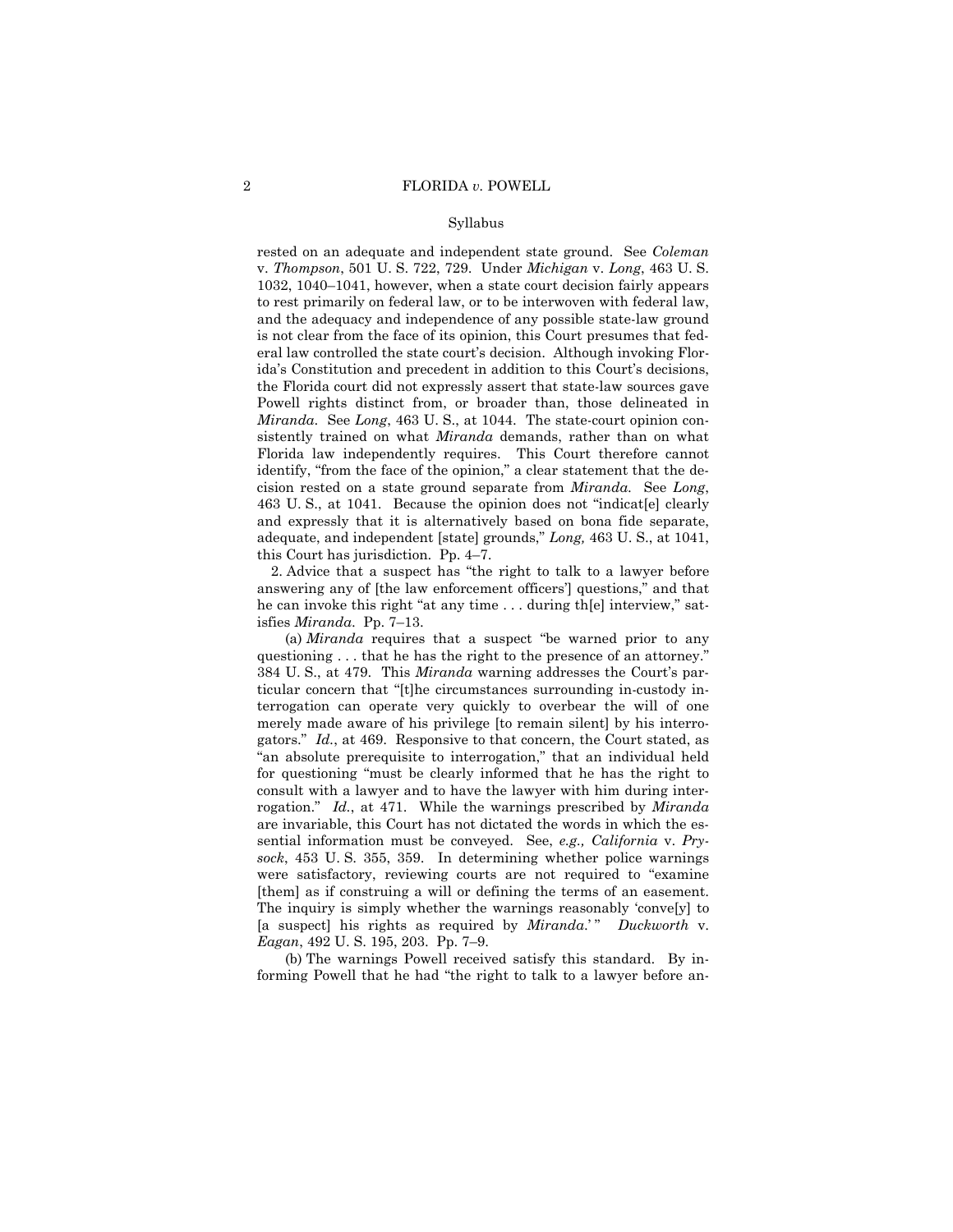rested on an adequate and independent state ground. See *Coleman* v. *Thompson*, 501 U. S. 722, 729. Under *Michigan* v. *Long*, 463 U. S. 1032, 1040–1041, however, when a state court decision fairly appears to rest primarily on federal law, or to be interwoven with federal law, and the adequacy and independence of any possible state-law ground is not clear from the face of its opinion, this Court presumes that federal law controlled the state court's decision. Although invoking Florida's Constitution and precedent in addition to this Court's decisions, the Florida court did not expressly assert that state-law sources gave Powell rights distinct from, or broader than, those delineated in *Miranda*. See *Long*, 463 U. S., at 1044. The state-court opinion consistently trained on what *Miranda* demands, rather than on what Florida law independently requires. This Court therefore cannot identify, "from the face of the opinion," a clear statement that the decision rested on a state ground separate from *Miranda*. See *Long*, 463 U. S., at 1041. Because the opinion does not "indicat[e] clearly and expressly that it is alternatively based on bona fide separate, adequate, and independent [state] grounds," *Long,* 463 U. S., at 1041, this Court has jurisdiction. Pp. 4–7.

2. Advice that a suspect has "the right to talk to a lawyer before answering any of [the law enforcement officers'] questions," and that he can invoke this right "at any time . . . during th[e] interview," satisfies *Miranda*. Pp. 7–13.

(a) *Miranda* requires that a suspect "be warned prior to any questioning . . . that he has the right to the presence of an attorney." 384 U. S., at 479. This *Miranda* warning addresses the Court's particular concern that "[t]he circumstances surrounding in-custody interrogation can operate very quickly to overbear the will of one merely made aware of his privilege [to remain silent] by his interrogators." *Id.*, at 469. Responsive to that concern, the Court stated, as "an absolute prerequisite to interrogation," that an individual held for questioning "must be clearly informed that he has the right to consult with a lawyer and to have the lawyer with him during interrogation." *Id.*, at 471. While the warnings prescribed by *Miranda* are invariable, this Court has not dictated the words in which the essential information must be conveyed. See, *e.g., California* v. *Prysock*, 453 U. S. 355, 359. In determining whether police warnings were satisfactory, reviewing courts are not required to "examine [them] as if construing a will or defining the terms of an easement. The inquiry is simply whether the warnings reasonably 'conve[y] to [a suspect] his rights as required by *Miranda*.' " *Duckworth* v. *Eagan*, 492 U. S. 195, 203. Pp. 7–9.

(b) The warnings Powell received satisfy this standard. By informing Powell that he had "the right to talk to a lawyer before an-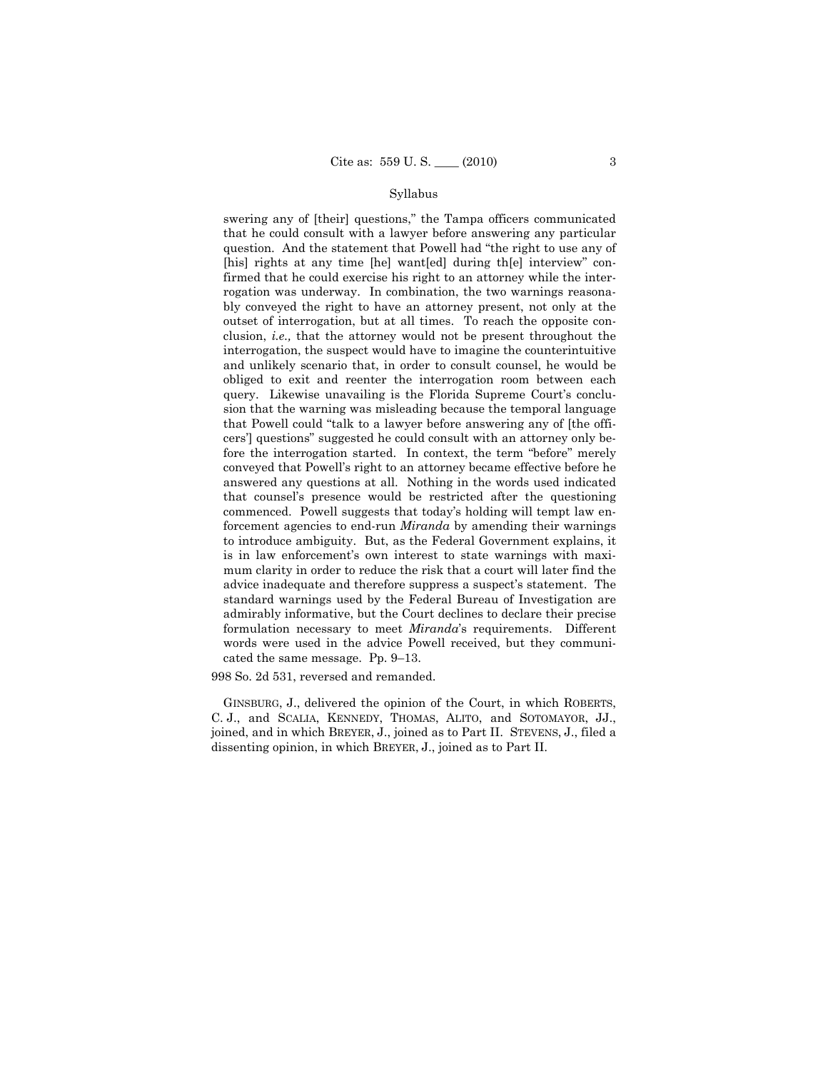swering any of [their] questions," the Tampa officers communicated that he could consult with a lawyer before answering any particular question. And the statement that Powell had "the right to use any of [his] rights at any time [he] want[ed] during th[e] interview" confirmed that he could exercise his right to an attorney while the interrogation was underway. In combination, the two warnings reasonably conveyed the right to have an attorney present, not only at the outset of interrogation, but at all times. To reach the opposite conclusion, *i.e.,* that the attorney would not be present throughout the interrogation, the suspect would have to imagine the counterintuitive and unlikely scenario that, in order to consult counsel, he would be obliged to exit and reenter the interrogation room between each query. Likewise unavailing is the Florida Supreme Court's conclusion that the warning was misleading because the temporal language that Powell could "talk to a lawyer before answering any of [the officers'] questions" suggested he could consult with an attorney only before the interrogation started. In context, the term "before" merely conveyed that Powell's right to an attorney became effective before he answered any questions at all. Nothing in the words used indicated that counsel's presence would be restricted after the questioning commenced. Powell suggests that today's holding will tempt law enforcement agencies to end-run *Miranda* by amending their warnings to introduce ambiguity. But, as the Federal Government explains, it is in law enforcement's own interest to state warnings with maximum clarity in order to reduce the risk that a court will later find the advice inadequate and therefore suppress a suspect's statement. The standard warnings used by the Federal Bureau of Investigation are admirably informative, but the Court declines to declare their precise formulation necessary to meet *Miranda*'s requirements. Different words were used in the advice Powell received, but they communicated the same message. Pp. 9–13.

998 So. 2d 531, reversed and remanded.

GINSBURG, J., delivered the opinion of the Court, in which ROBERTS, C. J., and SCALIA, KENNEDY, THOMAS, ALITO, and SOTOMAYOR, JJ., joined, and in which BREYER, J., joined as to Part II. STEVENS, J., filed a dissenting opinion, in which BREYER, J., joined as to Part II.